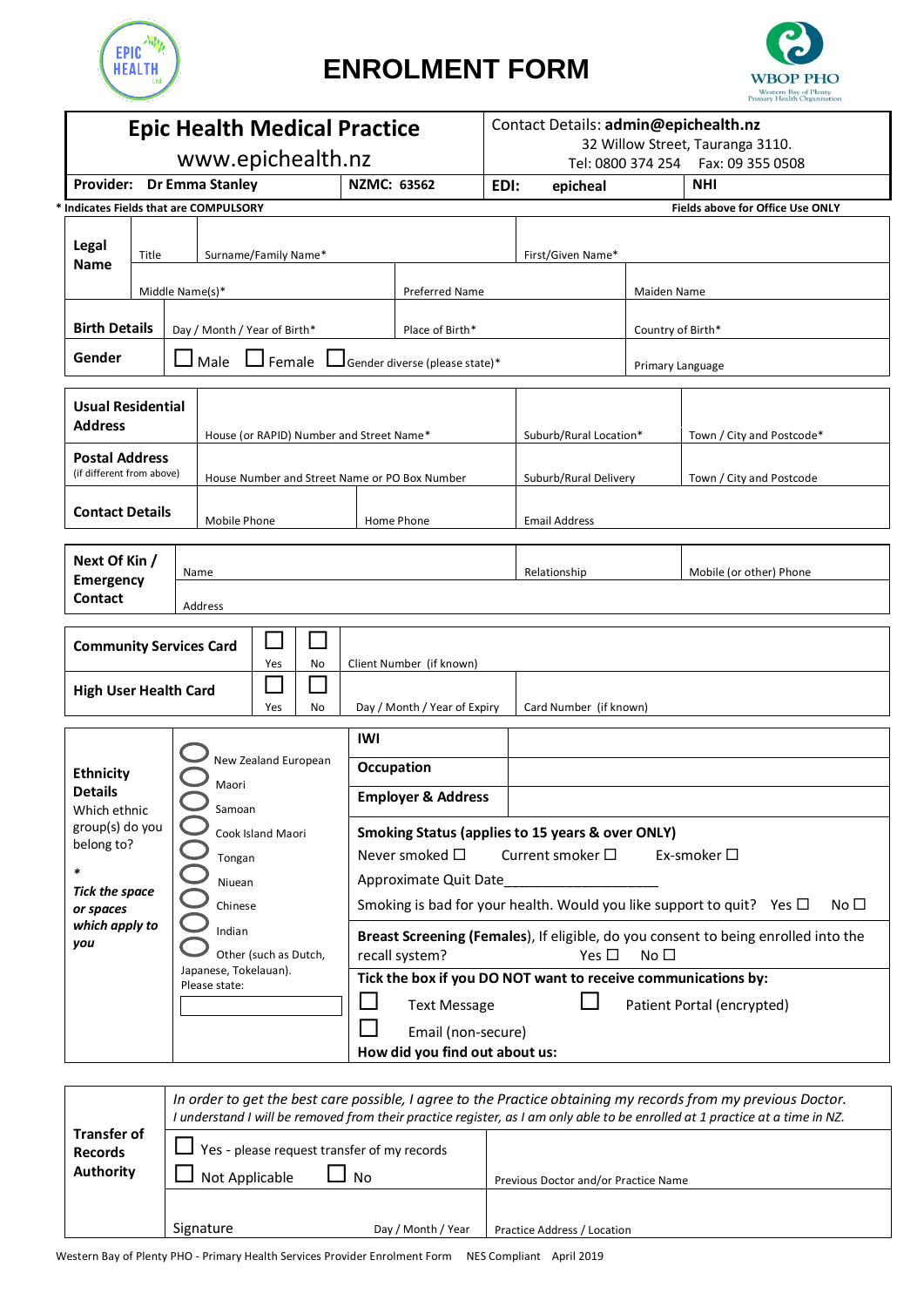# ENROLMENT FORM

| **Epic Health Medical Practice** www.epichealth.nz | | Contact Details: **admin@epichealth.nz** 32 Willow Street, Tauranga 3110. Tel: 0800 374 254 Fax: 09 355 0508 | |
|---|---|---|---|
| **Provider: Dr Emma Stanley** | **NZMC: 63562** | **EDI:** epicheal | **NHI** |

**\* Indicates Fields that are COMPULSORY** **Fields above for Office Use ONLY**

| | | | | |
|---|---|---|---|---|
| **Legal Name** | Title | Surname/Family Name* | First/Given Name* | |
| | Middle Name(s)* | Preferred Name | Maiden Name | |
| **Birth Details** | Day / Month / Year of Birth* | Place of Birth* | Country of Birth* | |
| **Gender** | ☐ Male ☐ Female ☐ Gender diverse (please state)* | | Primary Language | |

| | | | |
|---|---|---|---|
| **Usual Residential Address** | House (or RAPID) Number and Street Name* | Suburb/Rural Location* | Town / City and Postcode* |
| **Postal Address** (if different from above) | House Number and Street Name or PO Box Number | Suburb/Rural Delivery | Town / City and Postcode |
| **Contact Details** | Mobile Phone / Home Phone | Email Address | |

| | | | |
|---|---|---|---|
| **Next Of Kin / Emergency Contact** | Name | Relationship | Mobile (or other) Phone |
| | Address | | |

| | | | | |
|---|---|---|---|---|
| **Community Services Card** | ☐ Yes | ☐ No | Client Number (if known) | |
| **High User Health Card** | ☐ Yes | ☐ No | Day / Month / Year of Expiry | Card Number (if known) |

**Ethnicity Details**
Which ethnic group(s) do you belong to?
*
***Tick the space or spaces which apply to you***

- ◯ New Zealand European
- ◯ Maori
- ◯ Samoan
- ◯ Cook Island Maori
- ◯ Tongan
- ◯ Niuean
- ◯ Chinese
- ◯ Indian
- ◯ Other (such as Dutch, Japanese, Tokelauan). Please state: ______

| | |
|---|---|
| **IWI** | |
| **Occupation** | |
| **Employer & Address** | |

**Smoking Status (applies to 15 years & over ONLY)**
Never smoked ☐ Current smoker ☐ Ex-smoker ☐
Approximate Quit Date__________________
Smoking is bad for your health. Would you like support to quit? Yes ☐ No ☐

**Breast Screening (Females)**, If eligible, do you consent to being enrolled into the recall system? Yes ☐ No ☐

**Tick the box if you DO NOT want to receive communications by:**
☐ Text Message ☐ Patient Portal (encrypted)
☐ Email (non-secure)

**How did you find out about us:**

**Transfer of Records Authority**

*In order to get the best care possible, I agree to the Practice obtaining my records from my previous Doctor. I understand I will be removed from their practice register, as I am only able to be enrolled at 1 practice at a time in NZ.*

☐ Yes - please request transfer of my records
☐ Not Applicable ☐ No

Previous Doctor and/or Practice Name

Signature Day / Month / Year

Practice Address / Location

Western Bay of Plenty PHO - Primary Health Services Provider Enrolment Form NES Compliant April 2019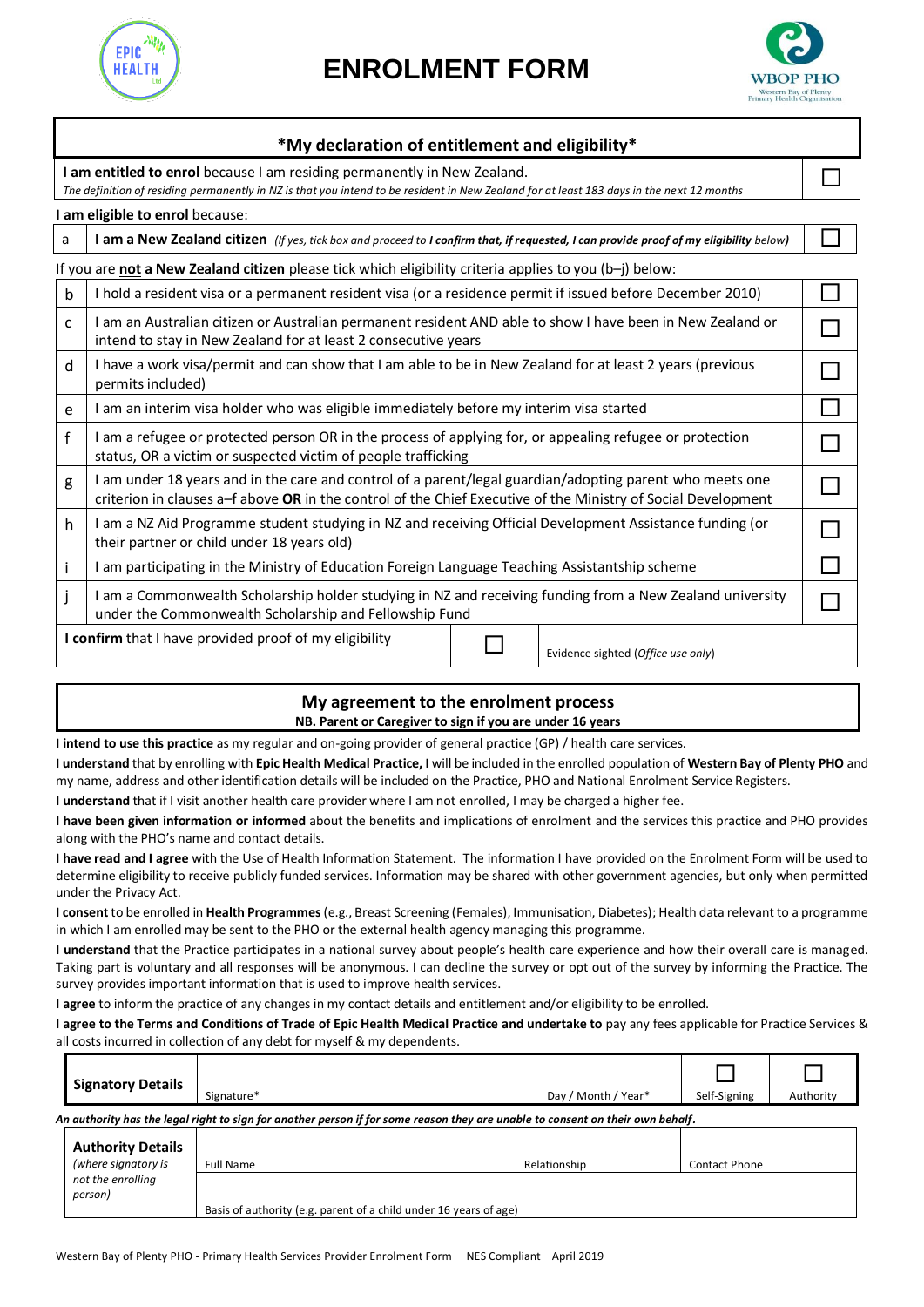# ENROLMENT FORM

## *My declaration of entitlement and eligibility*

| | | |
|---|---|---|
| **I am entitled to enrol** because I am residing permanently in New Zealand. *The definition of residing permanently in NZ is that you intend to be resident in New Zealand for at least 183 days in the next 12 months* | | ☐ |

**I am eligible to enrol** because:

| | | |
|---|---|---|
| a | **I am a New Zealand citizen** *(If yes, tick box and proceed to **I confirm that, if requested, I can provide proof of my eligibility** below)* | ☐ |

If you are **not** a **New Zealand citizen** please tick which eligibility criteria applies to you (b–j) below:

| | | |
|---|---|---|
| b | I hold a resident visa or a permanent resident visa (or a residence permit if issued before December 2010) | ☐ |
| c | I am an Australian citizen or Australian permanent resident AND able to show I have been in New Zealand or intend to stay in New Zealand for at least 2 consecutive years | ☐ |
| d | I have a work visa/permit and can show that I am able to be in New Zealand for at least 2 years (previous permits included) | ☐ |
| e | I am an interim visa holder who was eligible immediately before my interim visa started | ☐ |
| f | I am a refugee or protected person OR in the process of applying for, or appealing refugee or protection status, OR a victim or suspected victim of people trafficking | ☐ |
| g | I am under 18 years and in the care and control of a parent/legal guardian/adopting parent who meets one criterion in clauses a–f above **OR** in the control of the Chief Executive of the Ministry of Social Development | ☐ |
| h | I am a NZ Aid Programme student studying in NZ and receiving Official Development Assistance funding (or their partner or child under 18 years old) | ☐ |
| i | I am participating in the Ministry of Education Foreign Language Teaching Assistantship scheme | ☐ |
| j | I am a Commonwealth Scholarship holder studying in NZ and receiving funding from a New Zealand university under the Commonwealth Scholarship and Fellowship Fund | ☐ |

| | | |
|---|---|---|
| **I confirm** that I have provided proof of my eligibility | ☐ | Evidence sighted (*Office use only*) |

## My agreement to the enrolment process

**NB. Parent or Caregiver to sign if you are under 16 years**

**I intend to use this practice** as my regular and on-going provider of general practice (GP) / health care services.

**I understand** that by enrolling with **Epic Health Medical Practice,** I will be included in the enrolled population of **Western Bay of Plenty PHO** and my name, address and other identification details will be included on the Practice, PHO and National Enrolment Service Registers.

**I understand** that if I visit another health care provider where I am not enrolled, I may be charged a higher fee.

**I have been given information or informed** about the benefits and implications of enrolment and the services this practice and PHO provides along with the PHO's name and contact details.

**I have read and I agree** with the Use of Health Information Statement. The information I have provided on the Enrolment Form will be used to determine eligibility to receive publicly funded services. Information may be shared with other government agencies, but only when permitted under the Privacy Act.

**I consent** to be enrolled in **Health Programmes** (e.g., Breast Screening (Females), Immunisation, Diabetes); Health data relevant to a programme in which I am enrolled may be sent to the PHO or the external health agency managing this programme.

**I understand** that the Practice participates in a national survey about people's health care experience and how their overall care is managed. Taking part is voluntary and all responses will be anonymous. I can decline the survey or opt out of the survey by informing the Practice. The survey provides important information that is used to improve health services.

**I agree** to inform the practice of any changes in my contact details and entitlement and/or eligibility to be enrolled.

**I agree to the Terms and Conditions of Trade of Epic Health Medical Practice and undertake to** pay any fees applicable for Practice Services & all costs incurred in collection of any debt for myself & my dependents.

| | | | | |
|---|---|---|---|---|
| **Signatory Details** | Signature* | Day / Month / Year* | ☐ Self-Signing | ☐ Authority |

***An authority has the legal right to sign for another person if for some reason they are unable to consent on their own behalf.***

| | | | |
|---|---|---|---|
| **Authority Details** *(where signatory is not the enrolling person)* | Full Name | Relationship | Contact Phone |
| | Basis of authority (e.g. parent of a child under 16 years of age) | | |

Western Bay of Plenty PHO - Primary Health Services Provider Enrolment Form NES Compliant April 2019